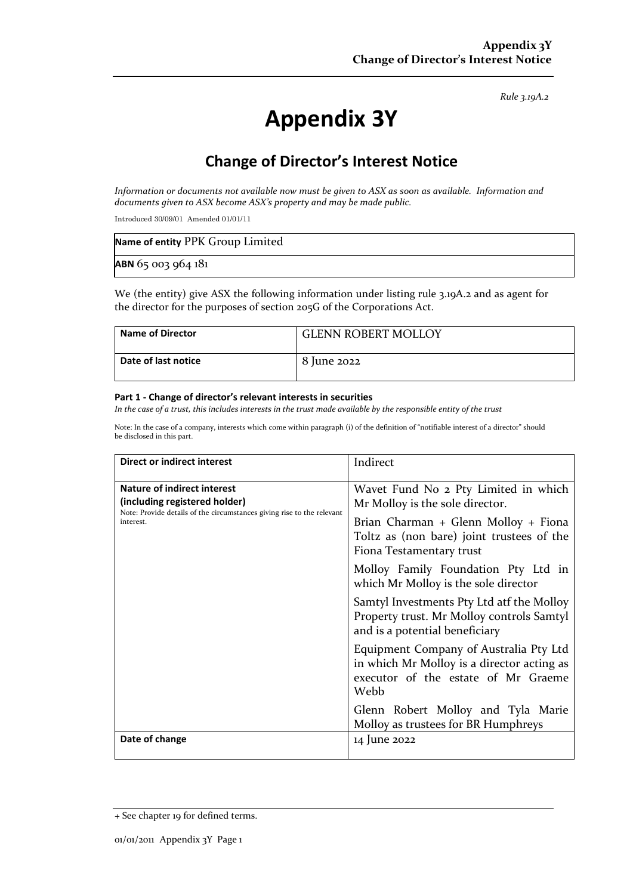*Rule 3.19A.2*

# Appendix 3Y

## Change of Director's Interest Notice

*Information or documents not available now must be given to ASX as soon as available. Information and documents given to ASX become ASX's property and may be made public.*

Introduced 30/09/01 Amended 01/01/11

| **Name of entity** PPK Group Limited |
|---|
| **ABN** 65 003 964 181 |

We (the entity) give ASX the following information under listing rule 3.19A.2 and as agent for the director for the purposes of section 205G of the Corporations Act.

| **Name of Director** | GLENN ROBERT MOLLOY |
|---|---|
| **Date of last notice** | 8 June 2022 |

#### Part 1 - Change of director's relevant interests in securities

*In the case of a trust, this includes interests in the trust made available by the responsible entity of the trust*

Note: In the case of a company, interests which come within paragraph (i) of the definition of "notifiable interest of a director" should be disclosed in this part.

| **Direct or indirect interest** | Indirect |
|---|---|
| **Nature of indirect interest (including registered holder)**<br>Note: Provide details of the circumstances giving rise to the relevant interest. | Wavet Fund No 2 Pty Limited in which Mr Molloy is the sole director.<br>Brian Charman + Glenn Molloy + Fiona Toltz as (non bare) joint trustees of the Fiona Testamentary trust<br>Molloy Family Foundation Pty Ltd in which Mr Molloy is the sole director<br>Samtyl Investments Pty Ltd atf the Molloy Property trust. Mr Molloy controls Samtyl and is a potential beneficiary<br>Equipment Company of Australia Pty Ltd in which Mr Molloy is a director acting as executor of the estate of Mr Graeme Webb<br>Glenn Robert Molloy and Tyla Marie Molloy as trustees for BR Humphreys |
| **Date of change** | 14 June 2022 |

+ See chapter 19 for defined terms.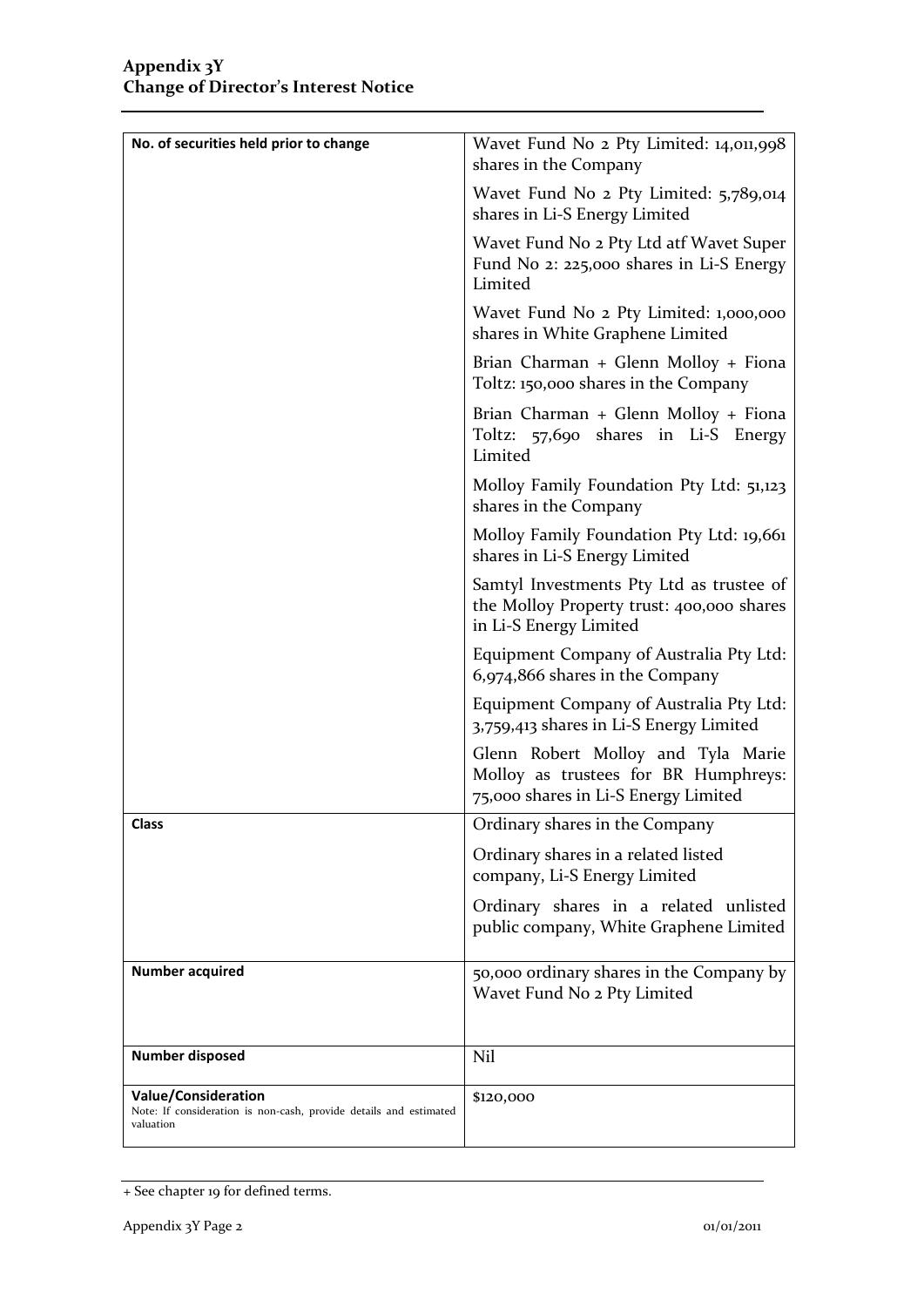| No. of securities held prior to change | Wavet Fund No 2 Pty Limited: 14,011,998 shares in the Company<br><br>Wavet Fund No 2 Pty Limited: 5,789,014 shares in Li-S Energy Limited<br><br>Wavet Fund No 2 Pty Ltd atf Wavet Super Fund No 2: 225,000 shares in Li-S Energy Limited<br><br>Wavet Fund No 2 Pty Limited: 1,000,000 shares in White Graphene Limited<br><br>Brian Charman + Glenn Molloy + Fiona Toltz: 150,000 shares in the Company<br><br>Brian Charman + Glenn Molloy + Fiona Toltz: 57,690 shares in Li-S Energy Limited<br><br>Molloy Family Foundation Pty Ltd: 51,123 shares in the Company<br><br>Molloy Family Foundation Pty Ltd: 19,661 shares in Li-S Energy Limited<br><br>Samtyl Investments Pty Ltd as trustee of the Molloy Property trust: 400,000 shares in Li-S Energy Limited<br><br>Equipment Company of Australia Pty Ltd: 6,974,866 shares in the Company<br><br>Equipment Company of Australia Pty Ltd: 3,759,413 shares in Li-S Energy Limited<br><br>Glenn Robert Molloy and Tyla Marie Molloy as trustees for BR Humphreys: 75,000 shares in Li-S Energy Limited |
|---|---|
| **Class** | Ordinary shares in the Company<br><br>Ordinary shares in a related listed company, Li-S Energy Limited<br><br>Ordinary shares in a related unlisted public company, White Graphene Limited |
| **Number acquired** | 50,000 ordinary shares in the Company by Wavet Fund No 2 Pty Limited |
| **Number disposed** | Nil |
| **Value/Consideration**<br>Note: If consideration is non-cash, provide details and estimated valuation | $120,000 |

+ See chapter 19 for defined terms.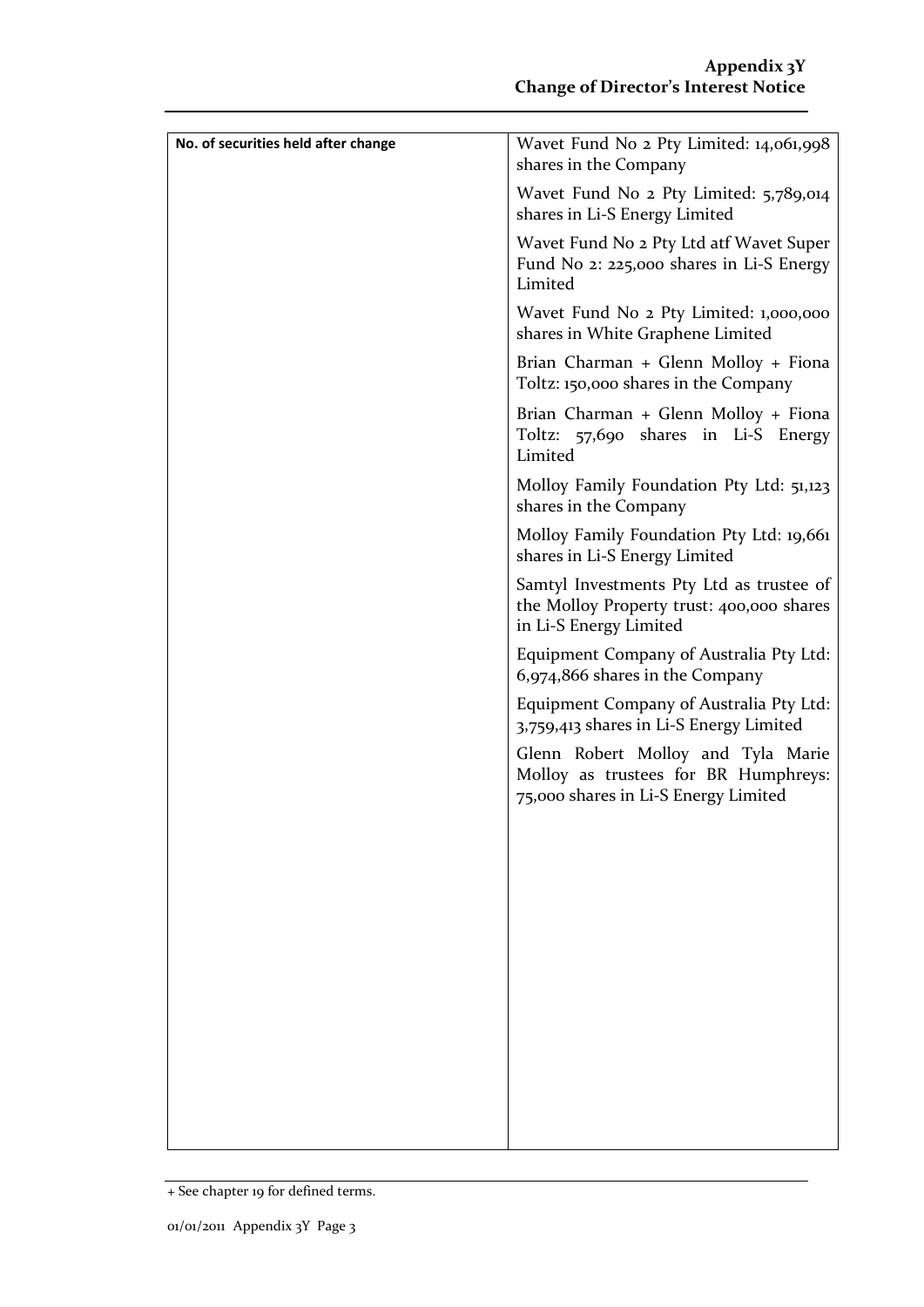| No. of securities held after change | Wavet Fund No 2 Pty Limited: 14,061,998 shares in the Company<br><br>Wavet Fund No 2 Pty Limited: 5,789,014 shares in Li-S Energy Limited<br><br>Wavet Fund No 2 Pty Ltd atf Wavet Super Fund No 2: 225,000 shares in Li-S Energy Limited<br><br>Wavet Fund No 2 Pty Limited: 1,000,000 shares in White Graphene Limited<br><br>Brian Charman + Glenn Molloy + Fiona Toltz: 150,000 shares in the Company<br><br>Brian Charman + Glenn Molloy + Fiona Toltz: 57,690 shares in Li-S Energy Limited<br><br>Molloy Family Foundation Pty Ltd: 51,123 shares in the Company<br><br>Molloy Family Foundation Pty Ltd: 19,661 shares in Li-S Energy Limited<br><br>Samtyl Investments Pty Ltd as trustee of the Molloy Property trust: 400,000 shares in Li-S Energy Limited<br><br>Equipment Company of Australia Pty Ltd: 6,974,866 shares in the Company<br><br>Equipment Company of Australia Pty Ltd: 3,759,413 shares in Li-S Energy Limited<br><br>Glenn Robert Molloy and Tyla Marie Molloy as trustees for BR Humphreys: 75,000 shares in Li-S Energy Limited |
|---|---|

+ See chapter 19 for defined terms.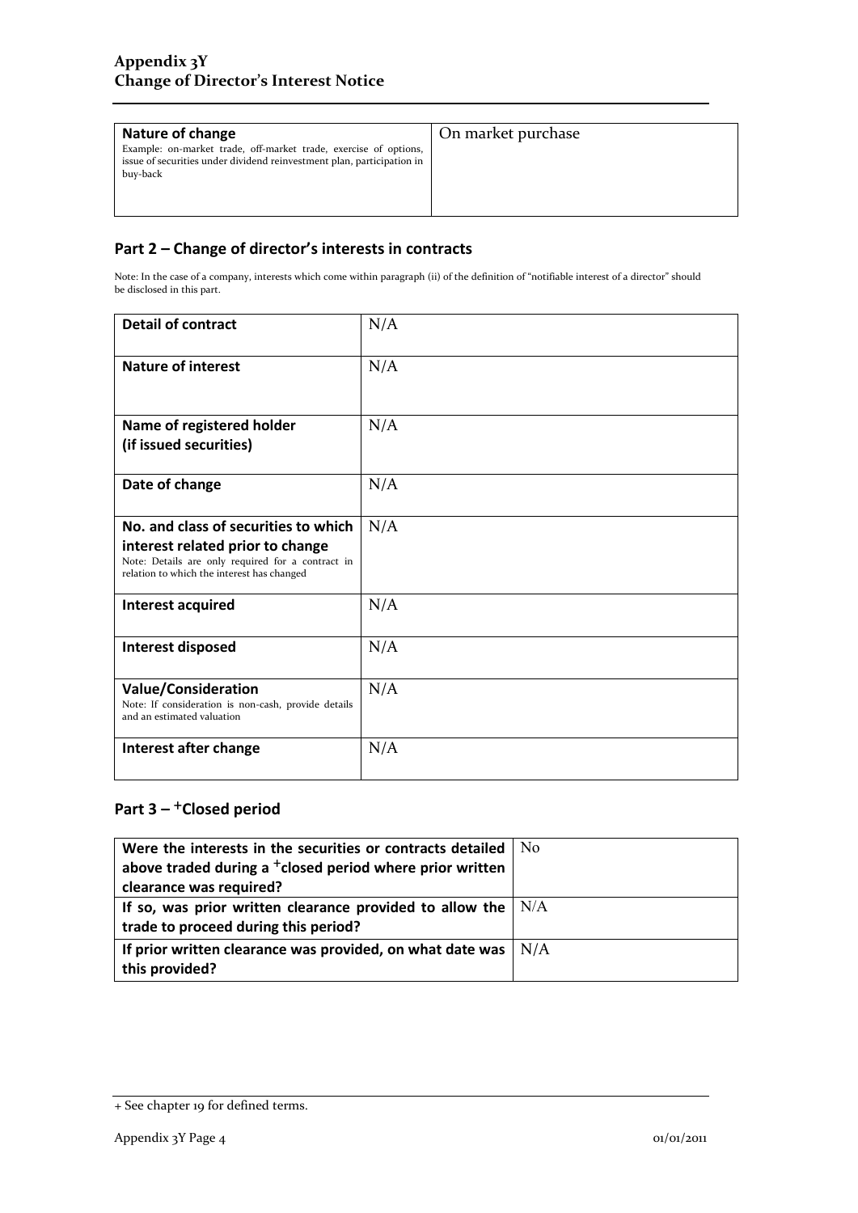| | |
|---|---|
| **Nature of change**<br>Example: on-market trade, off-market trade, exercise of options, issue of securities under dividend reinvestment plan, participation in buy-back | On market purchase |

## Part 2 – Change of director's interests in contracts

Note: In the case of a company, interests which come within paragraph (ii) of the definition of "notifiable interest of a director" should be disclosed in this part.

| | |
|---|---|
| **Detail of contract** | N/A |
| **Nature of interest** | N/A |
| **Name of registered holder (if issued securities)** | N/A |
| **Date of change** | N/A |
| **No. and class of securities to which interest related prior to change**<br>Note: Details are only required for a contract in relation to which the interest has changed | N/A |
| **Interest acquired** | N/A |
| **Interest disposed** | N/A |
| **Value/Consideration**<br>Note: If consideration is non-cash, provide details and an estimated valuation | N/A |
| **Interest after change** | N/A |

## Part 3 – +Closed period

| | |
|---|---|
| **Were the interests in the securities or contracts detailed above traded during a +closed period where prior written clearance was required?** | No |
| **If so, was prior written clearance provided to allow the trade to proceed during this period?** | N/A |
| **If prior written clearance was provided, on what date was this provided?** | N/A |

+ See chapter 19 for defined terms.